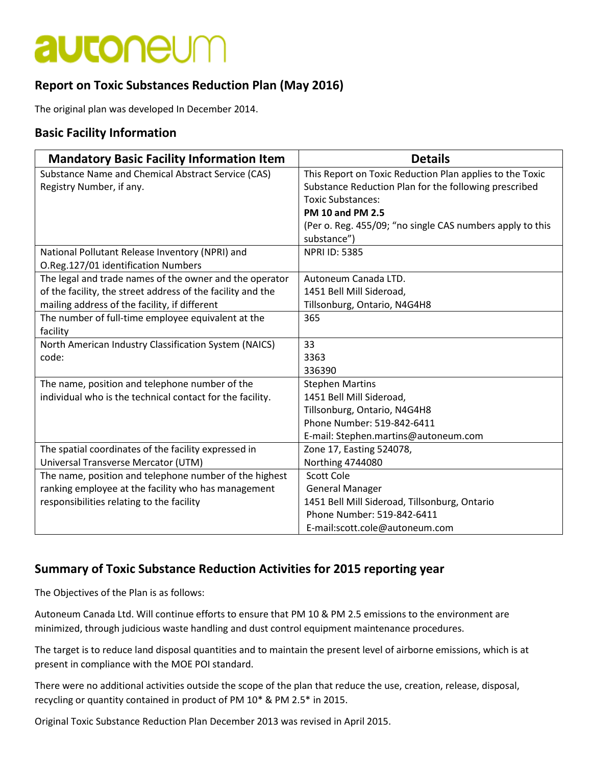# autoneum

## Report on Toxic Substances Reduction Plan (May 2016)

The original plan was developed In December 2014.

## Basic Facility Information

| Mandatory Basic Facility Information Item | Details |
|---|---|
| Substance Name and Chemical Abstract Service (CAS) Registry Number, if any. | This Report on Toxic Reduction Plan applies to the Toxic Substance Reduction Plan for the following prescribed Toxic Substances:<br>**PM 10 and PM 2.5**<br>(Per o. Reg. 455/09; "no single CAS numbers apply to this substance") |
| National Pollutant Release Inventory (NPRI) and O.Reg.127/01 identification Numbers | NPRI ID: 5385 |
| The legal and trade names of the owner and the operator of the facility, the street address of the facility and the mailing address of the facility, if different | Autoneum Canada LTD.<br>1451 Bell Mill Sideroad,<br>Tillsonburg, Ontario, N4G4H8 |
| The number of full-time employee equivalent at the facility | 365 |
| North American Industry Classification System (NAICS) code: | 33<br>3363<br>336390 |
| The name, position and telephone number of the individual who is the technical contact for the facility. | Stephen Martins<br>1451 Bell Mill Sideroad,<br>Tillsonburg, Ontario, N4G4H8<br>Phone Number: 519-842-6411<br>E-mail: Stephen.martins@autoneum.com |
| The spatial coordinates of the facility expressed in Universal Transverse Mercator (UTM) | Zone 17, Easting 524078,<br>Northing 4744080 |
| The name, position and telephone number of the highest ranking employee at the facility who has management responsibilities relating to the facility | Scott Cole<br>General Manager<br>1451 Bell Mill Sideroad, Tillsonburg, Ontario<br>Phone Number: 519-842-6411<br>E-mail:scott.cole@autoneum.com |

## Summary of Toxic Substance Reduction Activities for 2015 reporting year

The Objectives of the Plan is as follows:

Autoneum Canada Ltd. Will continue efforts to ensure that PM 10 & PM 2.5 emissions to the environment are minimized, through judicious waste handling and dust control equipment maintenance procedures.

The target is to reduce land disposal quantities and to maintain the present level of airborne emissions, which is at present in compliance with the MOE POI standard.

There were no additional activities outside the scope of the plan that reduce the use, creation, release, disposal, recycling or quantity contained in product of PM 10* & PM 2.5* in 2015.

Original Toxic Substance Reduction Plan December 2013 was revised in April 2015.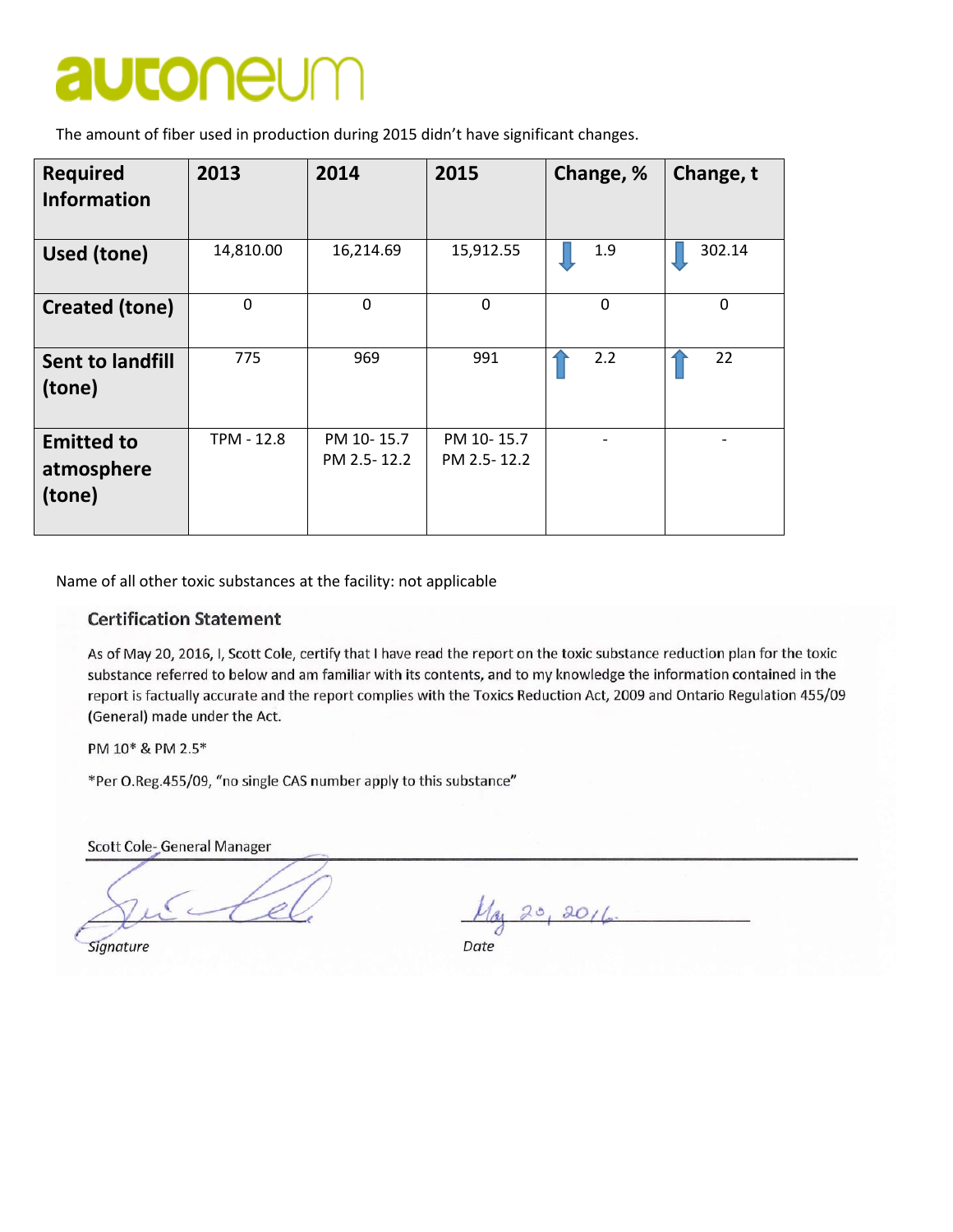autoneum

The amount of fiber used in production during 2015 didn't have significant changes.

| Required Information | 2013 | 2014 | 2015 | Change, % | Change, t |
|---|---|---|---|---|---|
| Used (tone) | 14,810.00 | 16,214.69 | 15,912.55 | ↓ 1.9 | ↓ 302.14 |
| Created (tone) | 0 | 0 | 0 | 0 | 0 |
| Sent to landfill (tone) | 775 | 969 | 991 | ↑ 2.2 | ↑ 22 |
| Emitted to atmosphere (tone) | TPM - 12.8 | PM 10- 15.7<br>PM 2.5- 12.2 | PM 10- 15.7<br>PM 2.5- 12.2 | - | - |

Name of all other toxic substances at the facility: not applicable

## Certification Statement

As of May 20, 2016, I, Scott Cole, certify that I have read the report on the toxic substance reduction plan for the toxic substance referred to below and am familiar with its contents, and to my knowledge the information contained in the report is factually accurate and the report complies with the Toxics Reduction Act, 2009 and Ontario Regulation 455/09 (General) made under the Act.

PM 10* & PM 2.5*

*Per O.Reg.455/09, "no single CAS number apply to this substance"

Scott Cole- General Manager

*Signature*

May 20, 2016.

*Date*